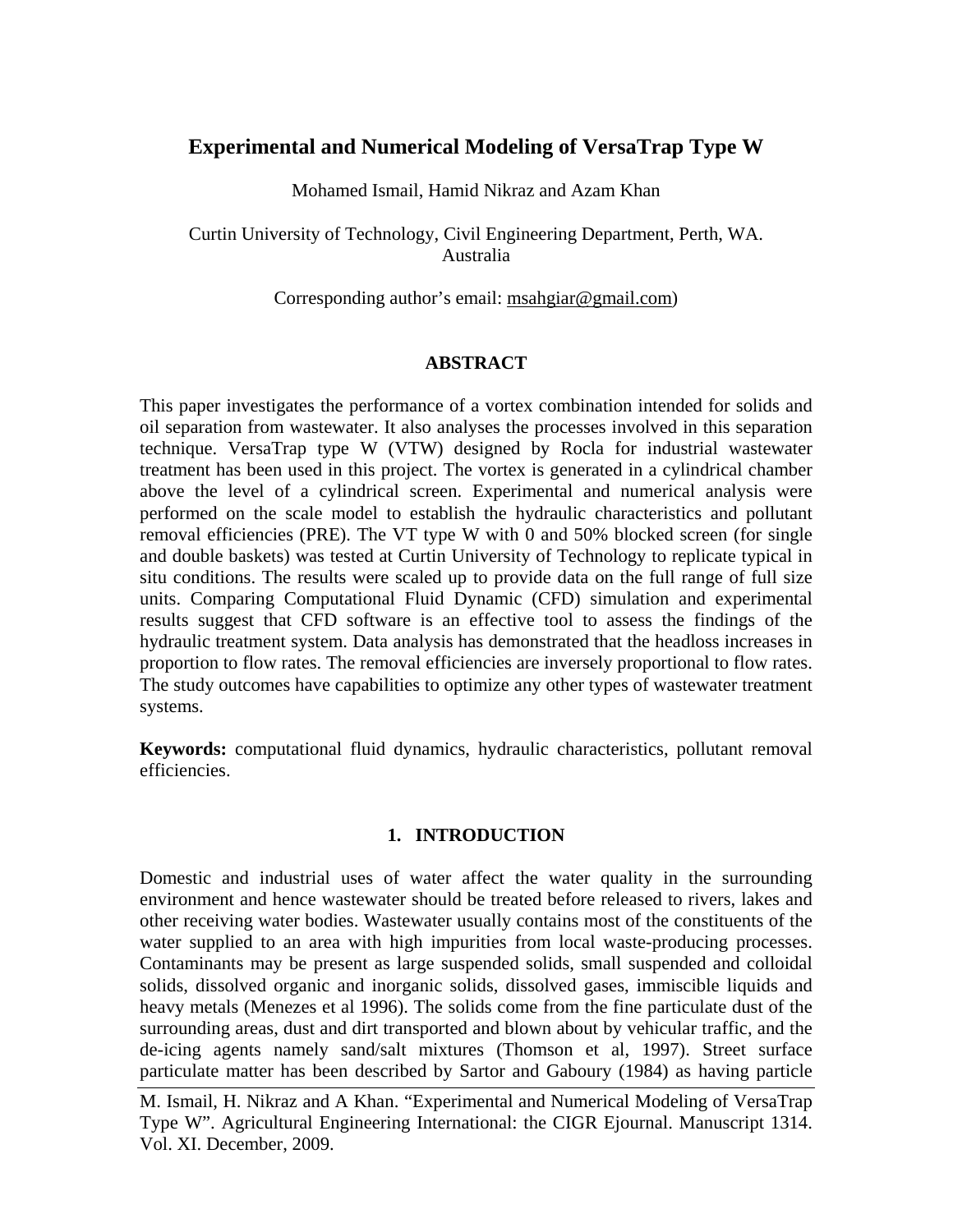# Experimental and Numerical Modeling of VersaTrap Type W

Mohamed Ismail, Hamid Nikraz and Azam Khan

Curtin University of Technology, Civil Engineering Department, Perth, WA. Australia

Corresponding author's email: msahgiar@gmail.com)

## ABSTRACT

This paper investigates the performance of a vortex combination intended for solids and oil separation from wastewater. It also analyses the processes involved in this separation technique. VersaTrap type W (VTW) designed by Rocla for industrial wastewater treatment has been used in this project. The vortex is generated in a cylindrical chamber above the level of a cylindrical screen. Experimental and numerical analysis were performed on the scale model to establish the hydraulic characteristics and pollutant removal efficiencies (PRE). The VT type W with 0 and 50% blocked screen (for single and double baskets) was tested at Curtin University of Technology to replicate typical in situ conditions. The results were scaled up to provide data on the full range of full size units. Comparing Computational Fluid Dynamic (CFD) simulation and experimental results suggest that CFD software is an effective tool to assess the findings of the hydraulic treatment system. Data analysis has demonstrated that the headloss increases in proportion to flow rates. The removal efficiencies are inversely proportional to flow rates. The study outcomes have capabilities to optimize any other types of wastewater treatment systems.

**Keywords:** computational fluid dynamics, hydraulic characteristics, pollutant removal efficiencies.

## 1. INTRODUCTION

Domestic and industrial uses of water affect the water quality in the surrounding environment and hence wastewater should be treated before released to rivers, lakes and other receiving water bodies. Wastewater usually contains most of the constituents of the water supplied to an area with high impurities from local waste-producing processes. Contaminants may be present as large suspended solids, small suspended and colloidal solids, dissolved organic and inorganic solids, dissolved gases, immiscible liquids and heavy metals (Menezes et al 1996). The solids come from the fine particulate dust of the surrounding areas, dust and dirt transported and blown about by vehicular traffic, and the de-icing agents namely sand/salt mixtures (Thomson et al, 1997). Street surface particulate matter has been described by Sartor and Gaboury (1984) as having particle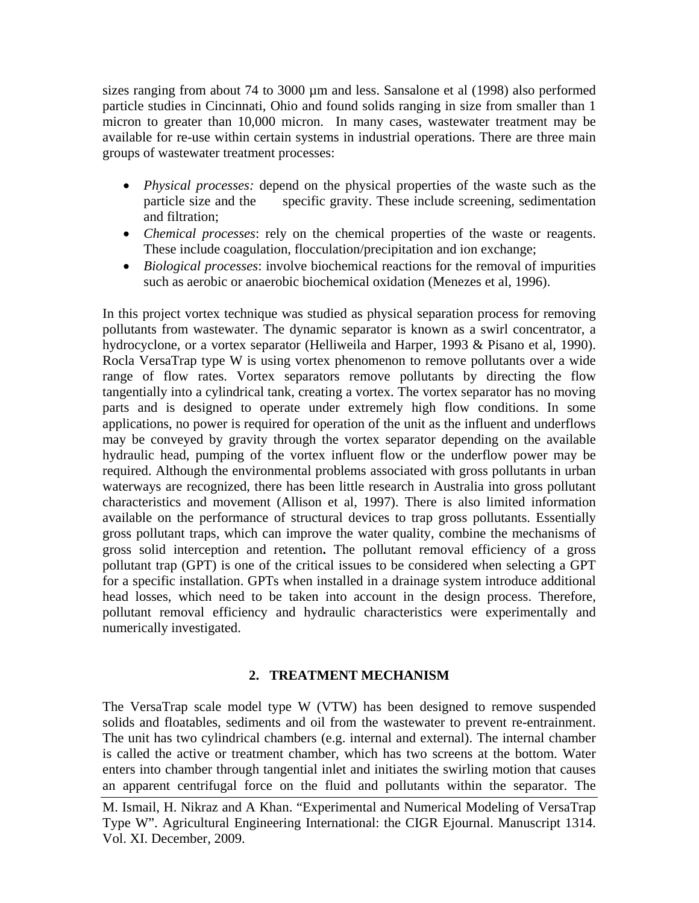sizes ranging from about 74 to 3000 µm and less. Sansalone et al (1998) also performed particle studies in Cincinnati, Ohio and found solids ranging in size from smaller than 1 micron to greater than 10,000 micron. In many cases, wastewater treatment may be available for re-use within certain systems in industrial operations. There are three main groups of wastewater treatment processes:

- *Physical processes:* depend on the physical properties of the waste such as the particle size and the specific gravity. These include screening, sedimentation and filtration;
- *Chemical processes*: rely on the chemical properties of the waste or reagents. These include coagulation, flocculation/precipitation and ion exchange;
- *Biological processes*: involve biochemical reactions for the removal of impurities such as aerobic or anaerobic biochemical oxidation (Menezes et al, 1996).

In this project vortex technique was studied as physical separation process for removing pollutants from wastewater. The dynamic separator is known as a swirl concentrator, a hydrocyclone, or a vortex separator (Helliweila and Harper, 1993 & Pisano et al, 1990). Rocla VersaTrap type W is using vortex phenomenon to remove pollutants over a wide range of flow rates. Vortex separators remove pollutants by directing the flow tangentially into a cylindrical tank, creating a vortex. The vortex separator has no moving parts and is designed to operate under extremely high flow conditions. In some applications, no power is required for operation of the unit as the influent and underflows may be conveyed by gravity through the vortex separator depending on the available hydraulic head, pumping of the vortex influent flow or the underflow power may be required. Although the environmental problems associated with gross pollutants in urban waterways are recognized, there has been little research in Australia into gross pollutant characteristics and movement (Allison et al, 1997). There is also limited information available on the performance of structural devices to trap gross pollutants. Essentially gross pollutant traps, which can improve the water quality, combine the mechanisms of gross solid interception and retention**.** The pollutant removal efficiency of a gross pollutant trap (GPT) is one of the critical issues to be considered when selecting a GPT for a specific installation. GPTs when installed in a drainage system introduce additional head losses, which need to be taken into account in the design process. Therefore, pollutant removal efficiency and hydraulic characteristics were experimentally and numerically investigated.

## 2. TREATMENT MECHANISM

The VersaTrap scale model type W (VTW) has been designed to remove suspended solids and floatables, sediments and oil from the wastewater to prevent re-entrainment. The unit has two cylindrical chambers (e.g. internal and external). The internal chamber is called the active or treatment chamber, which has two screens at the bottom. Water enters into chamber through tangential inlet and initiates the swirling motion that causes an apparent centrifugal force on the fluid and pollutants within the separator. The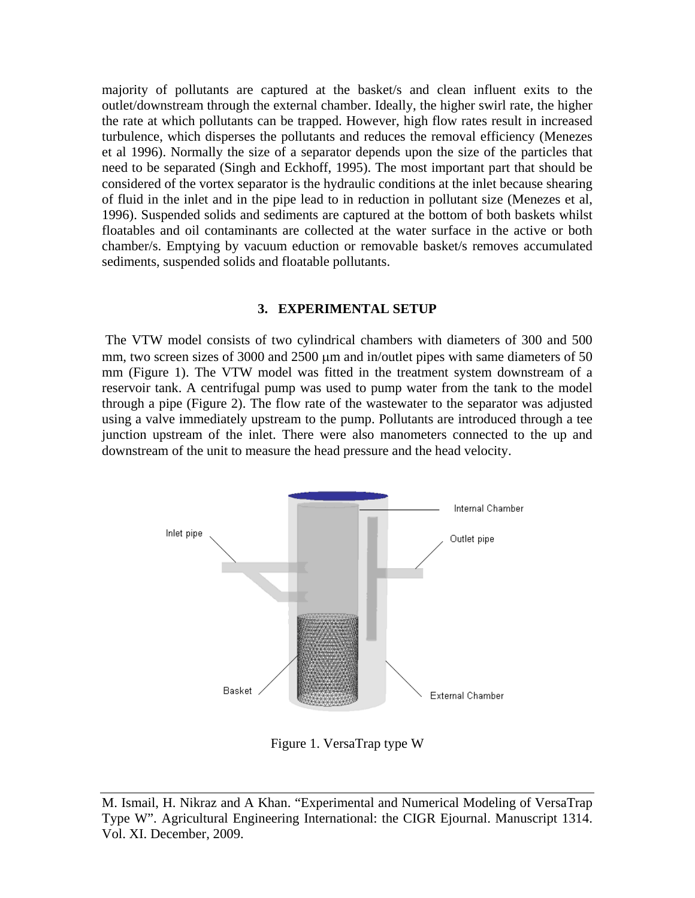majority of pollutants are captured at the basket/s and clean influent exits to the outlet/downstream through the external chamber. Ideally, the higher swirl rate, the higher the rate at which pollutants can be trapped. However, high flow rates result in increased turbulence, which disperses the pollutants and reduces the removal efficiency (Menezes et al 1996). Normally the size of a separator depends upon the size of the particles that need to be separated (Singh and Eckhoff, 1995). The most important part that should be considered of the vortex separator is the hydraulic conditions at the inlet because shearing of fluid in the inlet and in the pipe lead to in reduction in pollutant size (Menezes et al, 1996). Suspended solids and sediments are captured at the bottom of both baskets whilst floatables and oil contaminants are collected at the water surface in the active or both chamber/s. Emptying by vacuum eduction or removable basket/s removes accumulated sediments, suspended solids and floatable pollutants.

## 3. EXPERIMENTAL SETUP

The VTW model consists of two cylindrical chambers with diameters of 300 and 500 mm, two screen sizes of 3000 and 2500 μm and in/outlet pipes with same diameters of 50 mm (Figure 1). The VTW model was fitted in the treatment system downstream of a reservoir tank. A centrifugal pump was used to pump water from the tank to the model through a pipe (Figure 2). The flow rate of the wastewater to the separator was adjusted using a valve immediately upstream to the pump. Pollutants are introduced through a tee junction upstream of the inlet. There were also manometers connected to the up and downstream of the unit to measure the head pressure and the head velocity.

Figure 1. VersaTrap type W

M. Ismail, H. Nikraz and A Khan. "Experimental and Numerical Modeling of VersaTrap Type W". Agricultural Engineering International: the CIGR Ejournal. Manuscript 1314. Vol. XI. December, 2009.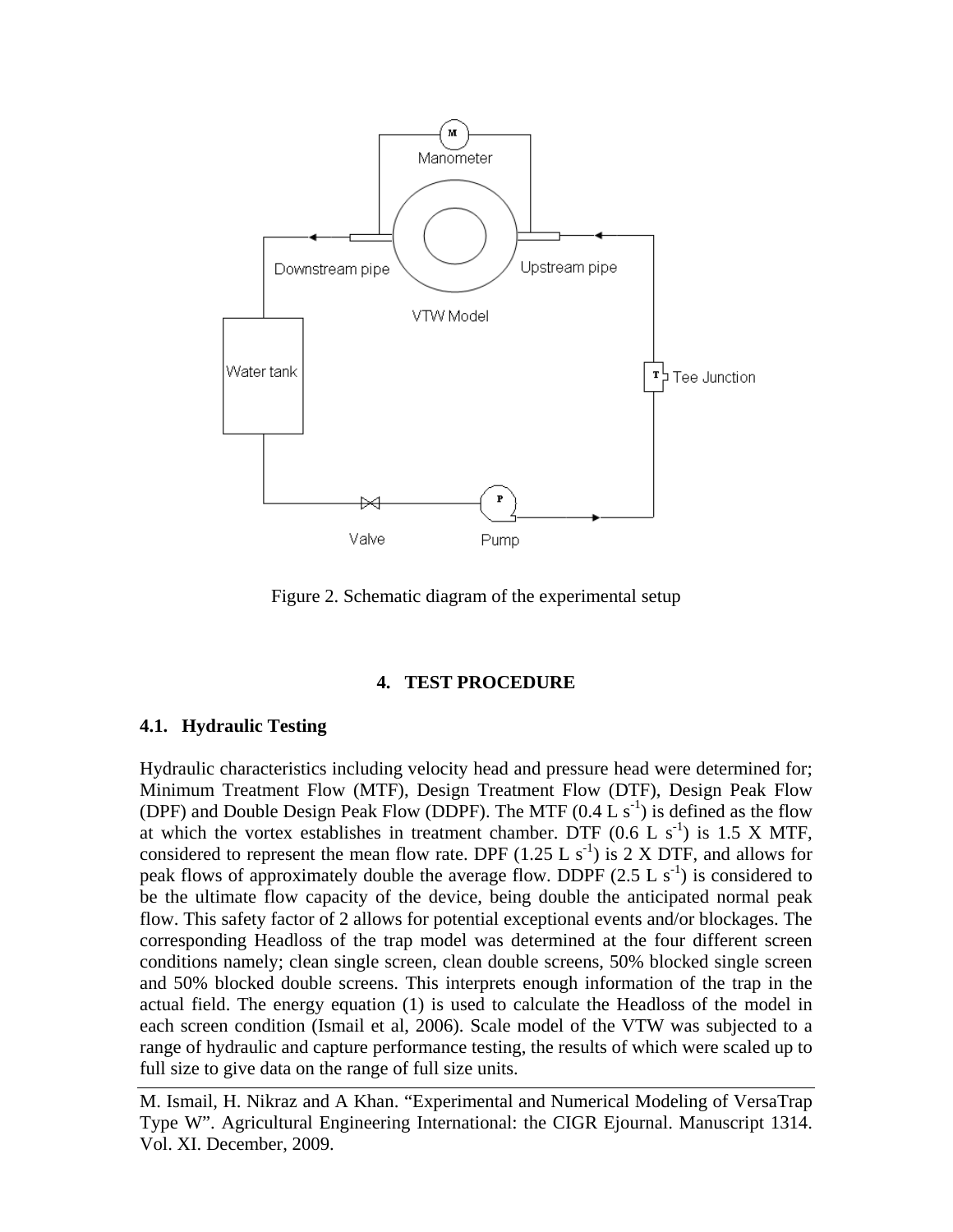Figure 2. Schematic diagram of the experimental setup

## 4. TEST PROCEDURE

### 4.1. Hydraulic Testing

Hydraulic characteristics including velocity head and pressure head were determined for; Minimum Treatment Flow (MTF), Design Treatment Flow (DTF), Design Peak Flow (DPF) and Double Design Peak Flow (DDPF). The MTF (0.4 L $s^{-1}$) is defined as the flow at which the vortex establishes in treatment chamber. DTF (0.6 L $s^{-1}$) is 1.5 X MTF, considered to represent the mean flow rate. DPF (1.25 L $s^{-1}$) is 2 X DTF, and allows for peak flows of approximately double the average flow. DDPF (2.5 L $s^{-1}$) is considered to be the ultimate flow capacity of the device, being double the anticipated normal peak flow. This safety factor of 2 allows for potential exceptional events and/or blockages. The corresponding Headloss of the trap model was determined at the four different screen conditions namely; clean single screen, clean double screens, 50% blocked single screen and 50% blocked double screens. This interprets enough information of the trap in the actual field. The energy equation (1) is used to calculate the Headloss of the model in each screen condition (Ismail et al, 2006). Scale model of the VTW was subjected to a range of hydraulic and capture performance testing, the results of which were scaled up to full size to give data on the range of full size units.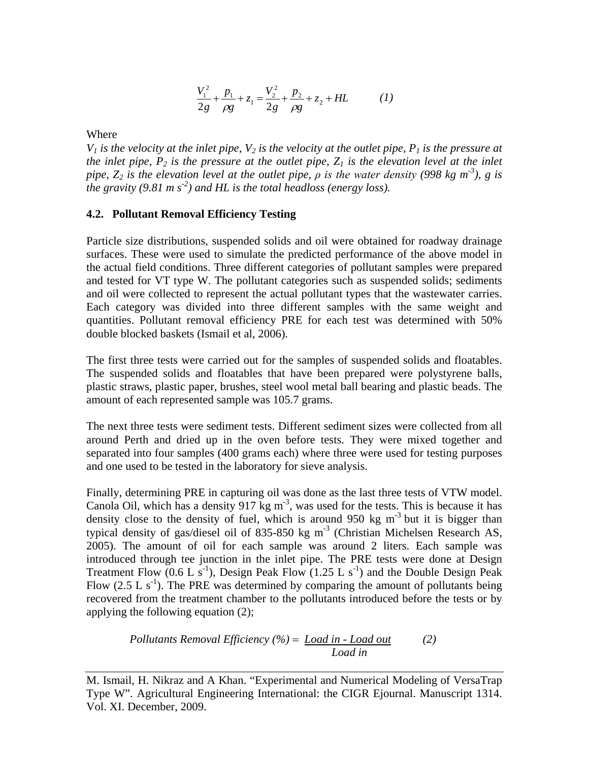$$\frac{V_1^2}{2g} + \frac{p_1}{\rho g} + z_1 = \frac{V_2^2}{2g} + \frac{p_2}{\rho g} + z_2 + HL \qquad (1)$$

Where

*$V_1$ is the velocity at the inlet pipe, $V_2$ is the velocity at the outlet pipe, $P_1$ is the pressure at the inlet pipe, $P_2$ is the pressure at the outlet pipe, $Z_1$ is the elevation level at the inlet pipe, $Z_2$ is the elevation level at the outlet pipe, $\rho$ is the water density (998 kg $m^{-3}$), g is the gravity (9.81 m $s^{-2}$) and HL is the total headloss (energy loss).*

### 4.2. Pollutant Removal Efficiency Testing

Particle size distributions, suspended solids and oil were obtained for roadway drainage surfaces. These were used to simulate the predicted performance of the above model in the actual field conditions. Three different categories of pollutant samples were prepared and tested for VT type W. The pollutant categories such as suspended solids; sediments and oil were collected to represent the actual pollutant types that the wastewater carries. Each category was divided into three different samples with the same weight and quantities. Pollutant removal efficiency PRE for each test was determined with 50% double blocked baskets (Ismail et al, 2006).

The first three tests were carried out for the samples of suspended solids and floatables. The suspended solids and floatables that have been prepared were polystyrene balls, plastic straws, plastic paper, brushes, steel wool metal ball bearing and plastic beads. The amount of each represented sample was 105.7 grams.

The next three tests were sediment tests. Different sediment sizes were collected from all around Perth and dried up in the oven before tests. They were mixed together and separated into four samples (400 grams each) where three were used for testing purposes and one used to be tested in the laboratory for sieve analysis.

Finally, determining PRE in capturing oil was done as the last three tests of VTW model. Canola Oil, which has a density 917 kg $m^{-3}$, was used for the tests. This is because it has density close to the density of fuel, which is around 950 kg $m^{-3}$ but it is bigger than typical density of gas/diesel oil of 835-850 kg $m^{-3}$ (Christian Michelsen Research AS, 2005). The amount of oil for each sample was around 2 liters. Each sample was introduced through tee junction in the inlet pipe. The PRE tests were done at Design Treatment Flow (0.6 L $s^{-1}$), Design Peak Flow (1.25 L $s^{-1}$) and the Double Design Peak Flow (2.5 L $s^{-1}$). The PRE was determined by comparing the amount of pollutants being recovered from the treatment chamber to the pollutants introduced before the tests or by applying the following equation (2);

$$\text{Pollutants Removal Efficiency (\%)} = \frac{\text{Load in} - \text{Load out}}{\text{Load in}} \qquad (2)$$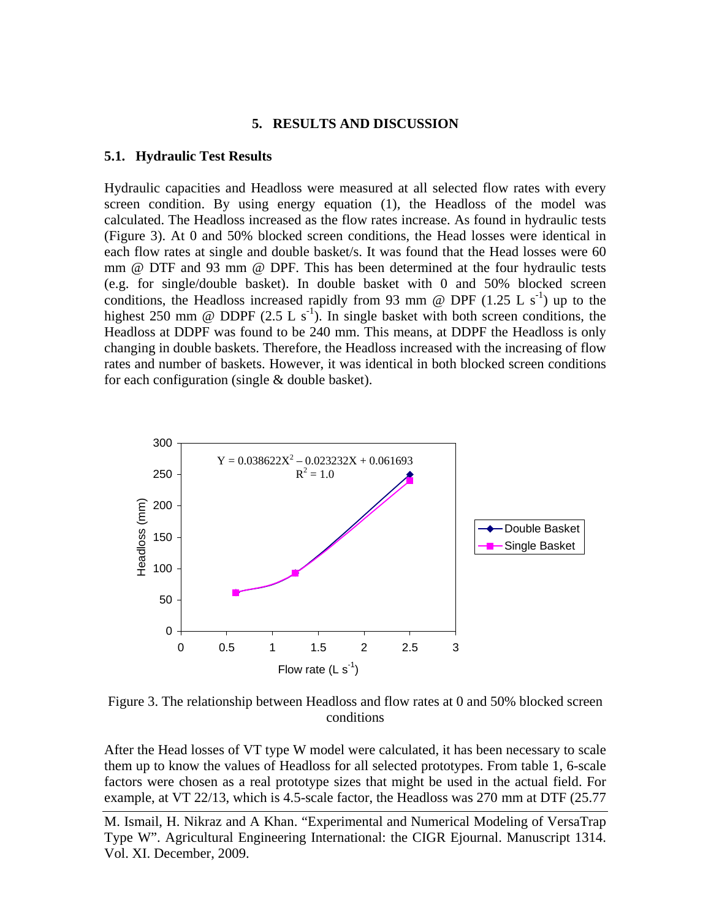## 5. RESULTS AND DISCUSSION

### 5.1. Hydraulic Test Results

Hydraulic capacities and Headloss were measured at all selected flow rates with every screen condition. By using energy equation (1), the Headloss of the model was calculated. The Headloss increased as the flow rates increase. As found in hydraulic tests (Figure 3). At 0 and 50% blocked screen conditions, the Head losses were identical in each flow rates at single and double basket/s. It was found that the Head losses were 60 mm @ DTF and 93 mm @ DPF. This has been determined at the four hydraulic tests (e.g. for single/double basket). In double basket with 0 and 50% blocked screen conditions, the Headloss increased rapidly from 93 mm @ DPF (1.25 L $s^{-1}$) up to the highest 250 mm @ DDPF (2.5 L $s^{-1}$). In single basket with both screen conditions, the Headloss at DDPF was found to be 240 mm. This means, at DDPF the Headloss is only changing in double baskets. Therefore, the Headloss increased with the increasing of flow rates and number of baskets. However, it was identical in both blocked screen conditions for each configuration (single & double basket).

Figure 3. The relationship between Headloss and flow rates at 0 and 50% blocked screen conditions

After the Head losses of VT type W model were calculated, it has been necessary to scale them up to know the values of Headloss for all selected prototypes. From table 1, 6-scale factors were chosen as a real prototype sizes that might be used in the actual field. For example, at VT 22/13, which is 4.5-scale factor, the Headloss was 270 mm at DTF (25.77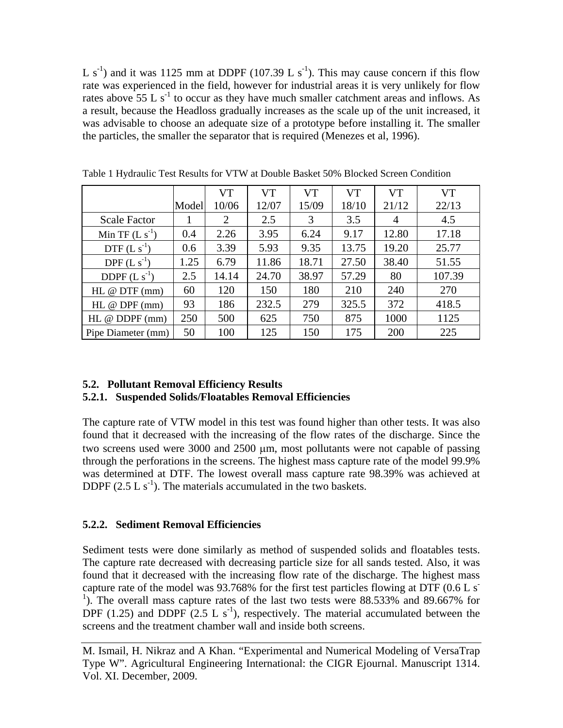L $s^{-1}$) and it was 1125 mm at DDPF (107.39 L $s^{-1}$). This may cause concern if this flow rate was experienced in the field, however for industrial areas it is very unlikely for flow rates above 55 L $s^{-1}$ to occur as they have much smaller catchment areas and inflows. As a result, because the Headloss gradually increases as the scale up of the unit increased, it was advisable to choose an adequate size of a prototype before installing it. The smaller the particles, the smaller the separator that is required (Menezes et al, 1996).

Table 1 Hydraulic Test Results for VTW at Double Basket 50% Blocked Screen Condition

| | Model | VT 10/06 | VT 12/07 | VT 15/09 | VT 18/10 | VT 21/12 | VT 22/13 |
|---|---|---|---|---|---|---|---|
| Scale Factor | 1 | 2 | 2.5 | 3 | 3.5 | 4 | 4.5 |
| Min TF (L $s^{-1}$) | 0.4 | 2.26 | 3.95 | 6.24 | 9.17 | 12.80 | 17.18 |
| DTF (L $s^{-1}$) | 0.6 | 3.39 | 5.93 | 9.35 | 13.75 | 19.20 | 25.77 |
| DPF (L $s^{-1}$) | 1.25 | 6.79 | 11.86 | 18.71 | 27.50 | 38.40 | 51.55 |
| DDPF (L $s^{-1}$) | 2.5 | 14.14 | 24.70 | 38.97 | 57.29 | 80 | 107.39 |
| HL @ DTF (mm) | 60 | 120 | 150 | 180 | 210 | 240 | 270 |
| HL @ DPF (mm) | 93 | 186 | 232.5 | 279 | 325.5 | 372 | 418.5 |
| HL @ DDPF (mm) | 250 | 500 | 625 | 750 | 875 | 1000 | 1125 |
| Pipe Diameter (mm) | 50 | 100 | 125 | 150 | 175 | 200 | 225 |

## 5.2. Pollutant Removal Efficiency Results

### 5.2.1. Suspended Solids/Floatables Removal Efficiencies

The capture rate of VTW model in this test was found higher than other tests. It was also found that it decreased with the increasing of the flow rates of the discharge. Since the two screens used were 3000 and 2500 μm, most pollutants were not capable of passing through the perforations in the screens. The highest mass capture rate of the model 99.9% was determined at DTF. The lowest overall mass capture rate 98.39% was achieved at DDPF (2.5 L $s^{-1}$). The materials accumulated in the two baskets.

### 5.2.2. Sediment Removal Efficiencies

Sediment tests were done similarly as method of suspended solids and floatables tests. The capture rate decreased with decreasing particle size for all sands tested. Also, it was found that it decreased with the increasing flow rate of the discharge. The highest mass capture rate of the model was 93.768% for the first test particles flowing at DTF (0.6 L $s^{-1}$). The overall mass capture rates of the last two tests were 88.533% and 89.667% for DPF (1.25) and DDPF (2.5 L $s^{-1}$), respectively. The material accumulated between the screens and the treatment chamber wall and inside both screens.

M. Ismail, H. Nikraz and A Khan. "Experimental and Numerical Modeling of VersaTrap Type W". Agricultural Engineering International: the CIGR Ejournal. Manuscript 1314. Vol. XI. December, 2009.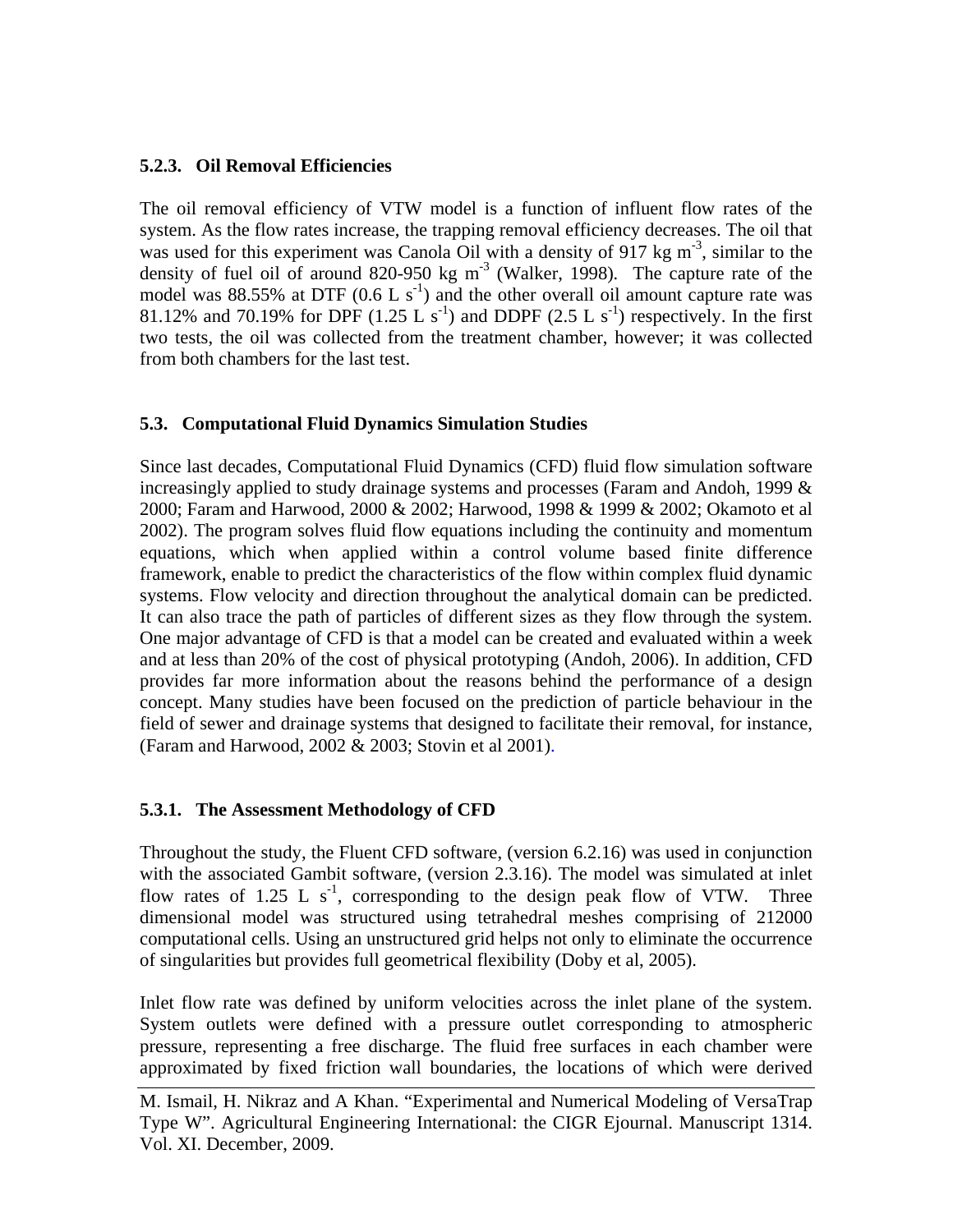### 5.2.3. Oil Removal Efficiencies

The oil removal efficiency of VTW model is a function of influent flow rates of the system. As the flow rates increase, the trapping removal efficiency decreases. The oil that was used for this experiment was Canola Oil with a density of 917 kg $m^{-3}$, similar to the density of fuel oil of around 820-950 kg $m^{-3}$ (Walker, 1998). The capture rate of the model was 88.55% at DTF (0.6 L $s^{-1}$) and the other overall oil amount capture rate was 81.12% and 70.19% for DPF (1.25 L $s^{-1}$) and DDPF (2.5 L $s^{-1}$) respectively. In the first two tests, the oil was collected from the treatment chamber, however; it was collected from both chambers for the last test.

## 5.3. Computational Fluid Dynamics Simulation Studies

Since last decades, Computational Fluid Dynamics (CFD) fluid flow simulation software increasingly applied to study drainage systems and processes (Faram and Andoh, 1999 & 2000; Faram and Harwood, 2000 & 2002; Harwood, 1998 & 1999 & 2002; Okamoto et al 2002). The program solves fluid flow equations including the continuity and momentum equations, which when applied within a control volume based finite difference framework, enable to predict the characteristics of the flow within complex fluid dynamic systems. Flow velocity and direction throughout the analytical domain can be predicted. It can also trace the path of particles of different sizes as they flow through the system. One major advantage of CFD is that a model can be created and evaluated within a week and at less than 20% of the cost of physical prototyping (Andoh, 2006). In addition, CFD provides far more information about the reasons behind the performance of a design concept. Many studies have been focused on the prediction of particle behaviour in the field of sewer and drainage systems that designed to facilitate their removal, for instance, (Faram and Harwood, 2002 & 2003; Stovin et al 2001).

### 5.3.1. The Assessment Methodology of CFD

Throughout the study, the Fluent CFD software, (version 6.2.16) was used in conjunction with the associated Gambit software, (version 2.3.16). The model was simulated at inlet flow rates of 1.25 L $s^{-1}$, corresponding to the design peak flow of VTW. Three dimensional model was structured using tetrahedral meshes comprising of 212000 computational cells. Using an unstructured grid helps not only to eliminate the occurrence of singularities but provides full geometrical flexibility (Doby et al, 2005).

Inlet flow rate was defined by uniform velocities across the inlet plane of the system. System outlets were defined with a pressure outlet corresponding to atmospheric pressure, representing a free discharge. The fluid free surfaces in each chamber were approximated by fixed friction wall boundaries, the locations of which were derived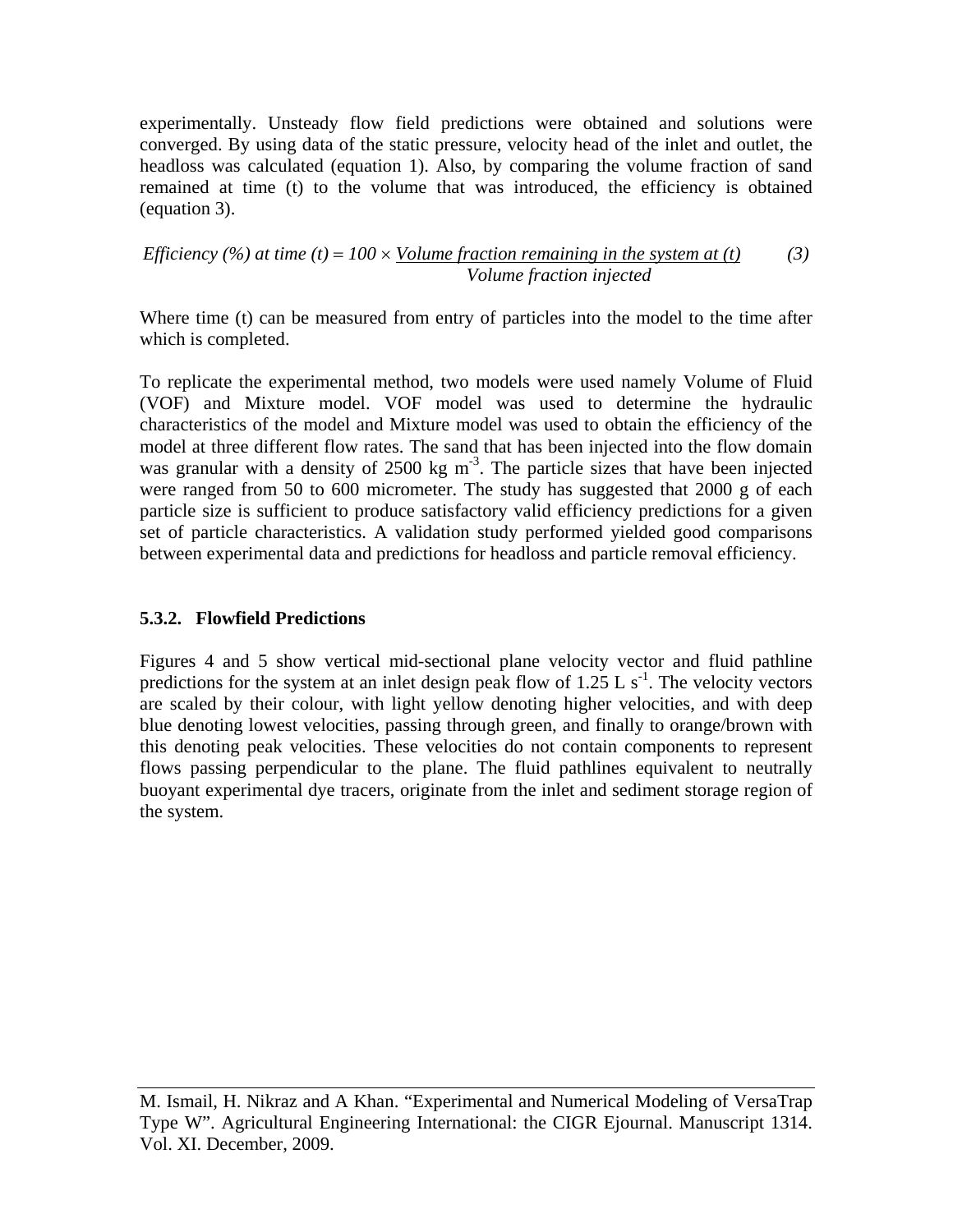experimentally. Unsteady flow field predictions were obtained and solutions were converged. By using data of the static pressure, velocity head of the inlet and outlet, the headloss was calculated (equation 1). Also, by comparing the volume fraction of sand remained at time (t) to the volume that was introduced, the efficiency is obtained (equation 3).

$$\text{Efficiency (\%) at time } (t) = 100 \times \frac{\text{Volume fraction remaining in the system at } (t)}{\text{Volume fraction injected}} \qquad (3)$$

Where time (t) can be measured from entry of particles into the model to the time after which is completed.

To replicate the experimental method, two models were used namely Volume of Fluid (VOF) and Mixture model. VOF model was used to determine the hydraulic characteristics of the model and Mixture model was used to obtain the efficiency of the model at three different flow rates. The sand that has been injected into the flow domain was granular with a density of 2500 kg $m^{-3}$. The particle sizes that have been injected were ranged from 50 to 600 micrometer. The study has suggested that 2000 g of each particle size is sufficient to produce satisfactory valid efficiency predictions for a given set of particle characteristics. A validation study performed yielded good comparisons between experimental data and predictions for headloss and particle removal efficiency.

### 5.3.2. Flowfield Predictions

Figures 4 and 5 show vertical mid-sectional plane velocity vector and fluid pathline predictions for the system at an inlet design peak flow of 1.25 L $s^{-1}$. The velocity vectors are scaled by their colour, with light yellow denoting higher velocities, and with deep blue denoting lowest velocities, passing through green, and finally to orange/brown with this denoting peak velocities. These velocities do not contain components to represent flows passing perpendicular to the plane. The fluid pathlines equivalent to neutrally buoyant experimental dye tracers, originate from the inlet and sediment storage region of the system.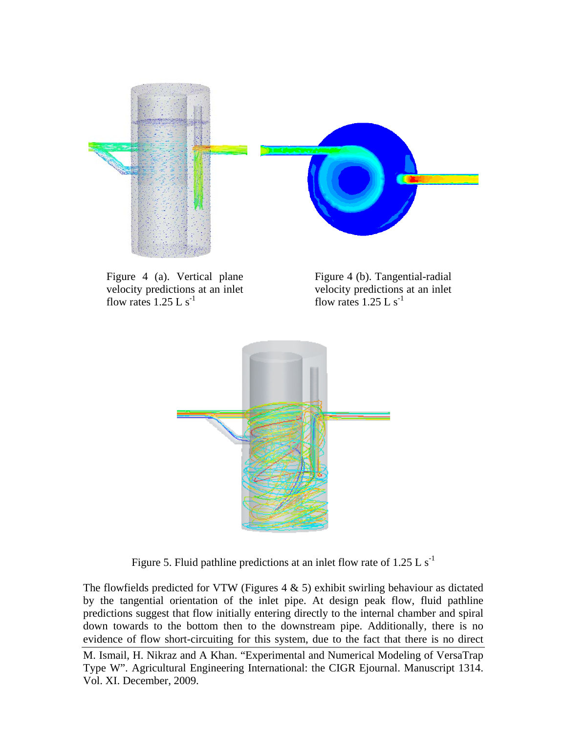Figure 4 (a). Vertical plane velocity predictions at an inlet flow rates 1.25 L $s^{-1}$

Figure 4 (b). Tangential-radial velocity predictions at an inlet flow rates 1.25 L $s^{-1}$

Figure 5. Fluid pathline predictions at an inlet flow rate of 1.25 L $s^{-1}$

The flowfields predicted for VTW (Figures 4 & 5) exhibit swirling behaviour as dictated by the tangential orientation of the inlet pipe. At design peak flow, fluid pathline predictions suggest that flow initially entering directly to the internal chamber and spiral down towards to the bottom then to the downstream pipe. Additionally, there is no evidence of flow short-circuiting for this system, due to the fact that there is no direct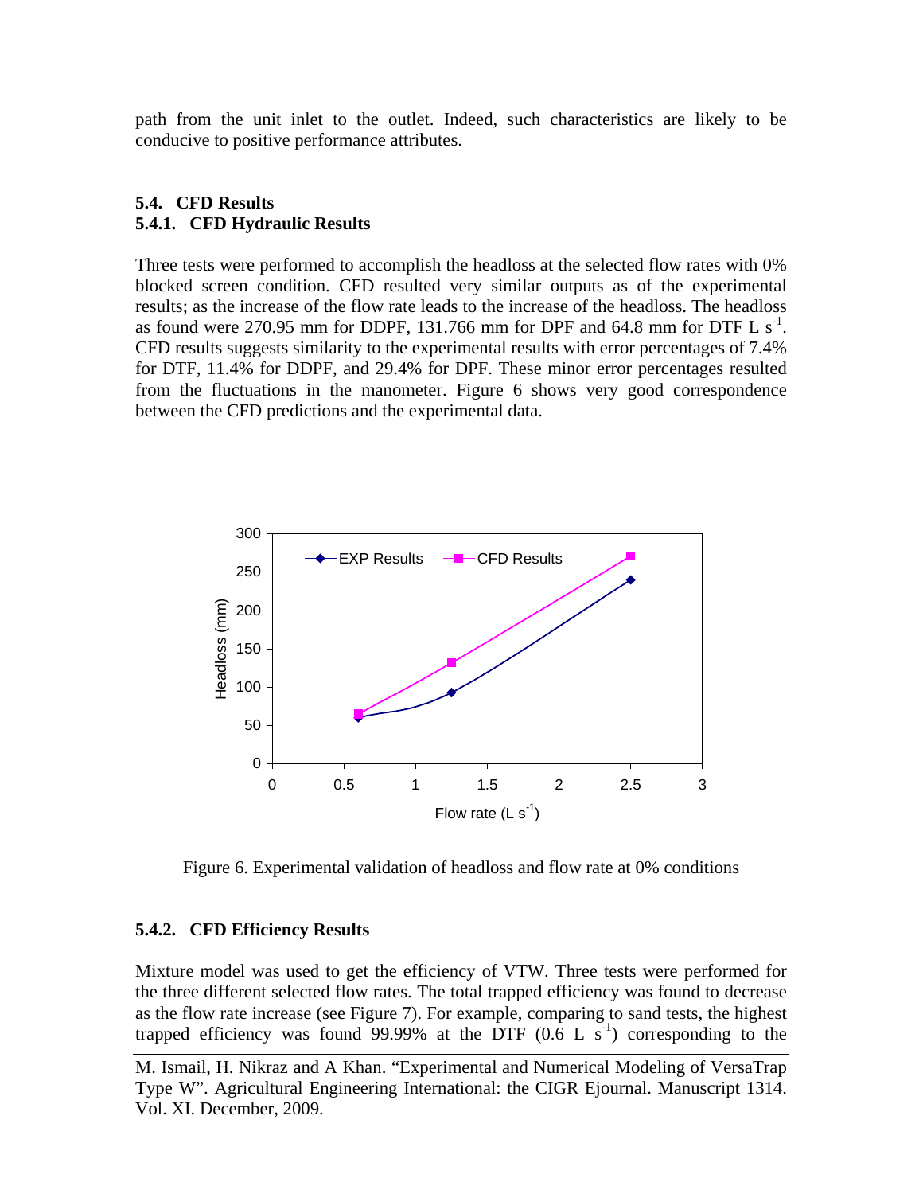path from the unit inlet to the outlet. Indeed, such characteristics are likely to be conducive to positive performance attributes.

### 5.4. CFD Results

#### 5.4.1. CFD Hydraulic Results

Three tests were performed to accomplish the headloss at the selected flow rates with 0% blocked screen condition. CFD resulted very similar outputs as of the experimental results; as the increase of the flow rate leads to the increase of the headloss. The headloss as found were 270.95 mm for DDPF, 131.766 mm for DPF and 64.8 mm for DTF L $s^{-1}$. CFD results suggests similarity to the experimental results with error percentages of 7.4% for DTF, 11.4% for DDPF, and 29.4% for DPF. These minor error percentages resulted from the fluctuations in the manometer. Figure 6 shows very good correspondence between the CFD predictions and the experimental data.

Figure 6. Experimental validation of headloss and flow rate at 0% conditions

#### 5.4.2. CFD Efficiency Results

Mixture model was used to get the efficiency of VTW. Three tests were performed for the three different selected flow rates. The total trapped efficiency was found to decrease as the flow rate increase (see Figure 7). For example, comparing to sand tests, the highest trapped efficiency was found 99.99% at the DTF (0.6 L $s^{-1}$) corresponding to the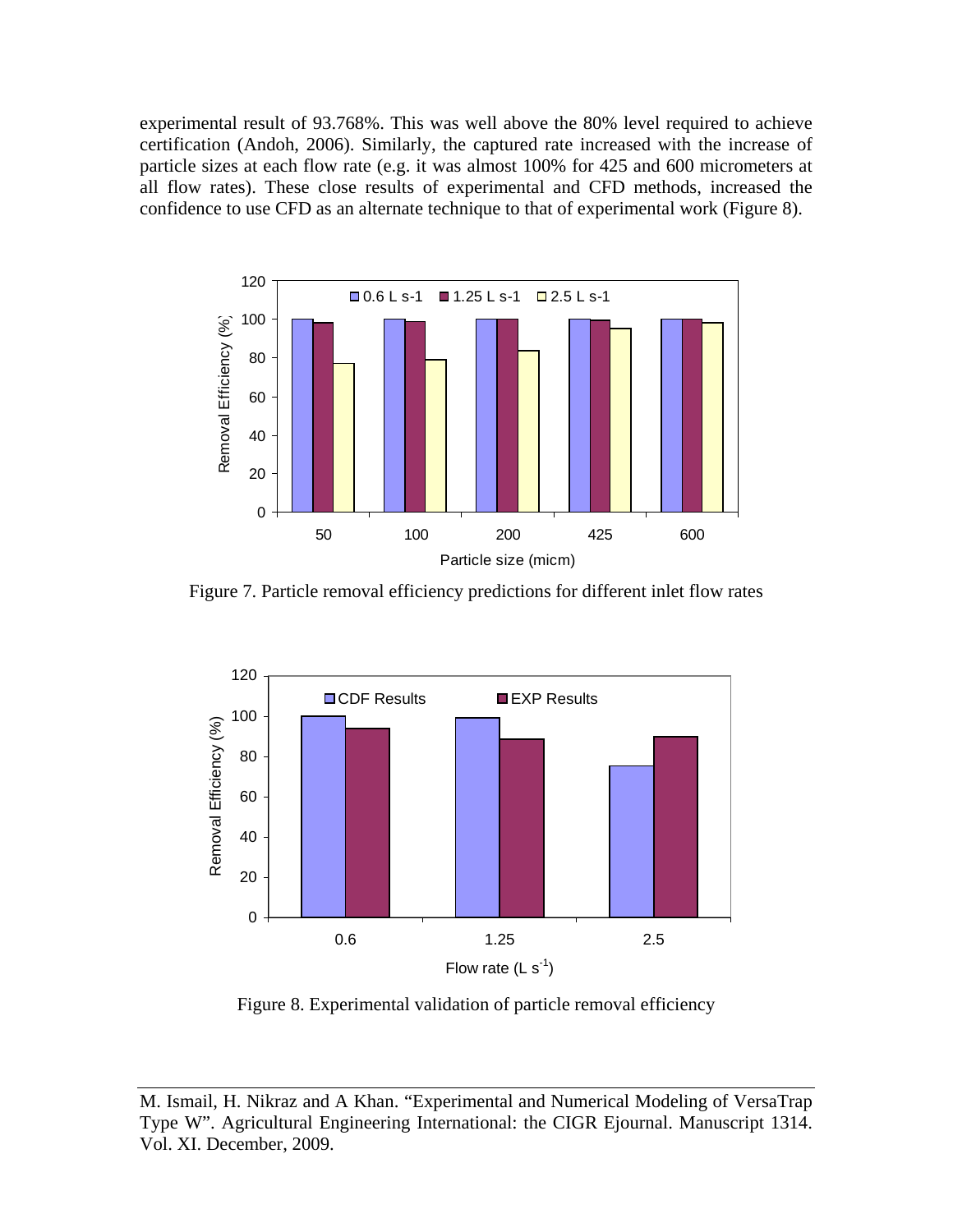experimental result of 93.768%. This was well above the 80% level required to achieve certification (Andoh, 2006). Similarly, the captured rate increased with the increase of particle sizes at each flow rate (e.g. it was almost 100% for 425 and 600 micrometers at all flow rates). These close results of experimental and CFD methods, increased the confidence to use CFD as an alternate technique to that of experimental work (Figure 8).

Figure 7. Particle removal efficiency predictions for different inlet flow rates

Figure 8. Experimental validation of particle removal efficiency

M. Ismail, H. Nikraz and A Khan. "Experimental and Numerical Modeling of VersaTrap Type W". Agricultural Engineering International: the CIGR Ejournal. Manuscript 1314. Vol. XI. December, 2009.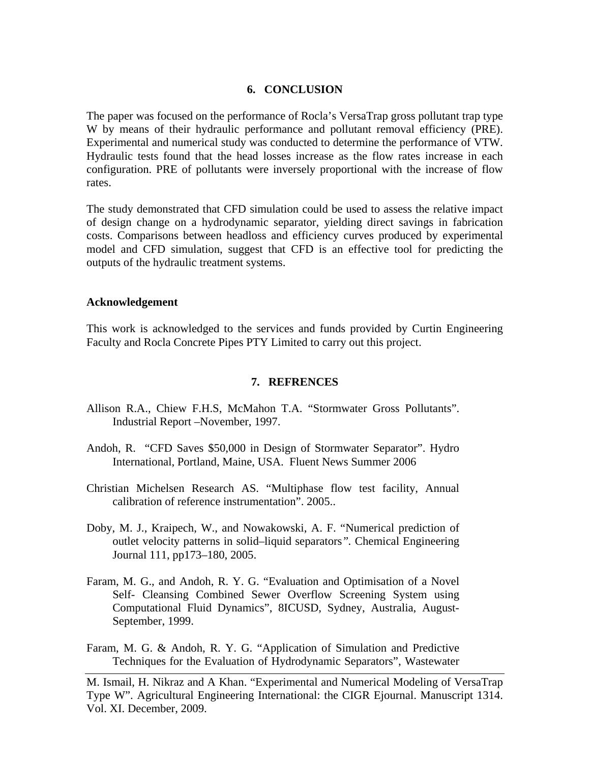## 6. CONCLUSION

The paper was focused on the performance of Rocla's VersaTrap gross pollutant trap type W by means of their hydraulic performance and pollutant removal efficiency (PRE). Experimental and numerical study was conducted to determine the performance of VTW. Hydraulic tests found that the head losses increase as the flow rates increase in each configuration. PRE of pollutants were inversely proportional with the increase of flow rates.

The study demonstrated that CFD simulation could be used to assess the relative impact of design change on a hydrodynamic separator, yielding direct savings in fabrication costs. Comparisons between headloss and efficiency curves produced by experimental model and CFD simulation, suggest that CFD is an effective tool for predicting the outputs of the hydraulic treatment systems.

**Acknowledgement**

This work is acknowledged to the services and funds provided by Curtin Engineering Faculty and Rocla Concrete Pipes PTY Limited to carry out this project.

## 7. REFRENCES

Allison R.A., Chiew F.H.S, McMahon T.A. "Stormwater Gross Pollutants". Industrial Report –November, 1997.

Andoh, R. "CFD Saves $50,000 in Design of Stormwater Separator". Hydro International, Portland, Maine, USA. Fluent News Summer 2006

Christian Michelsen Research AS. "Multiphase flow test facility, Annual calibration of reference instrumentation". 2005..

Doby, M. J., Kraipech, W., and Nowakowski, A. F. "Numerical prediction of outlet velocity patterns in solid–liquid separators". Chemical Engineering Journal 111, pp173–180, 2005.

Faram, M. G., and Andoh, R. Y. G. "Evaluation and Optimisation of a Novel Self- Cleansing Combined Sewer Overflow Screening System using Computational Fluid Dynamics", 8ICUSD, Sydney, Australia, August-September, 1999.

Faram, M. G. & Andoh, R. Y. G. "Application of Simulation and Predictive Techniques for the Evaluation of Hydrodynamic Separators", Wastewater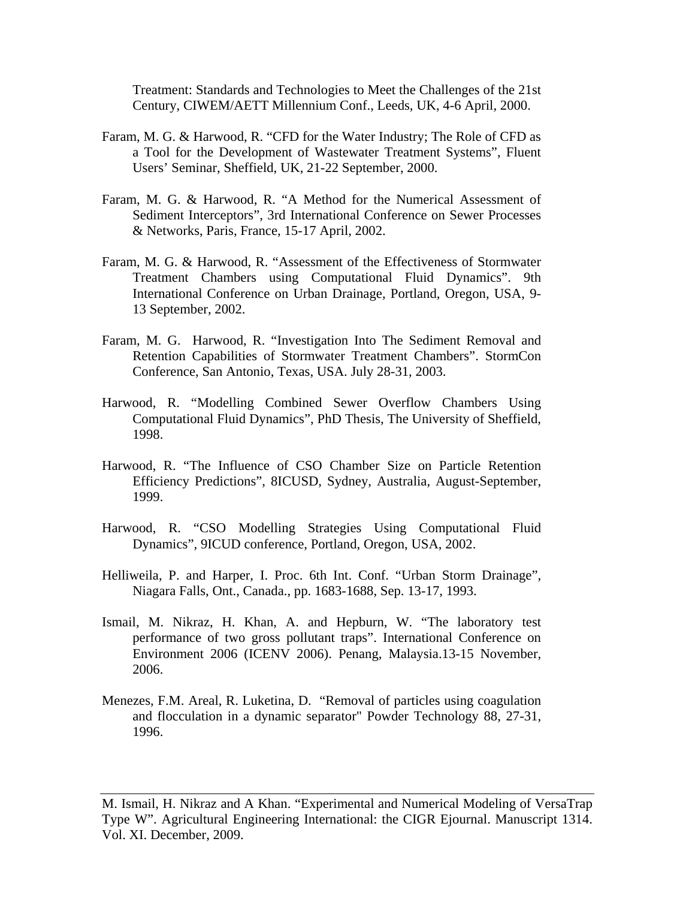Treatment: Standards and Technologies to Meet the Challenges of the 21st Century, CIWEM/AETT Millennium Conf., Leeds, UK, 4-6 April, 2000.

Faram, M. G. & Harwood, R. "CFD for the Water Industry; The Role of CFD as a Tool for the Development of Wastewater Treatment Systems", Fluent Users' Seminar, Sheffield, UK, 21-22 September, 2000.

Faram, M. G. & Harwood, R. "A Method for the Numerical Assessment of Sediment Interceptors", 3rd International Conference on Sewer Processes & Networks, Paris, France, 15-17 April, 2002.

Faram, M. G. & Harwood, R. "Assessment of the Effectiveness of Stormwater Treatment Chambers using Computational Fluid Dynamics". 9th International Conference on Urban Drainage, Portland, Oregon, USA, 9-13 September, 2002.

Faram, M. G. Harwood, R. "Investigation Into The Sediment Removal and Retention Capabilities of Stormwater Treatment Chambers". StormCon Conference, San Antonio, Texas, USA. July 28-31, 2003.

Harwood, R. "Modelling Combined Sewer Overflow Chambers Using Computational Fluid Dynamics", PhD Thesis, The University of Sheffield, 1998.

Harwood, R. "The Influence of CSO Chamber Size on Particle Retention Efficiency Predictions", 8ICUSD, Sydney, Australia, August-September, 1999.

Harwood, R. "CSO Modelling Strategies Using Computational Fluid Dynamics", 9ICUD conference, Portland, Oregon, USA, 2002.

Helliweila, P. and Harper, I. Proc. 6th Int. Conf. "Urban Storm Drainage", Niagara Falls, Ont., Canada., pp. 1683-1688, Sep. 13-17, 1993.

Ismail, M. Nikraz, H. Khan, A. and Hepburn, W. "The laboratory test performance of two gross pollutant traps". International Conference on Environment 2006 (ICENV 2006). Penang, Malaysia.13-15 November, 2006.

Menezes, F.M. Areal, R. Luketina, D. "Removal of particles using coagulation and flocculation in a dynamic separator" Powder Technology 88, 27-31, 1996.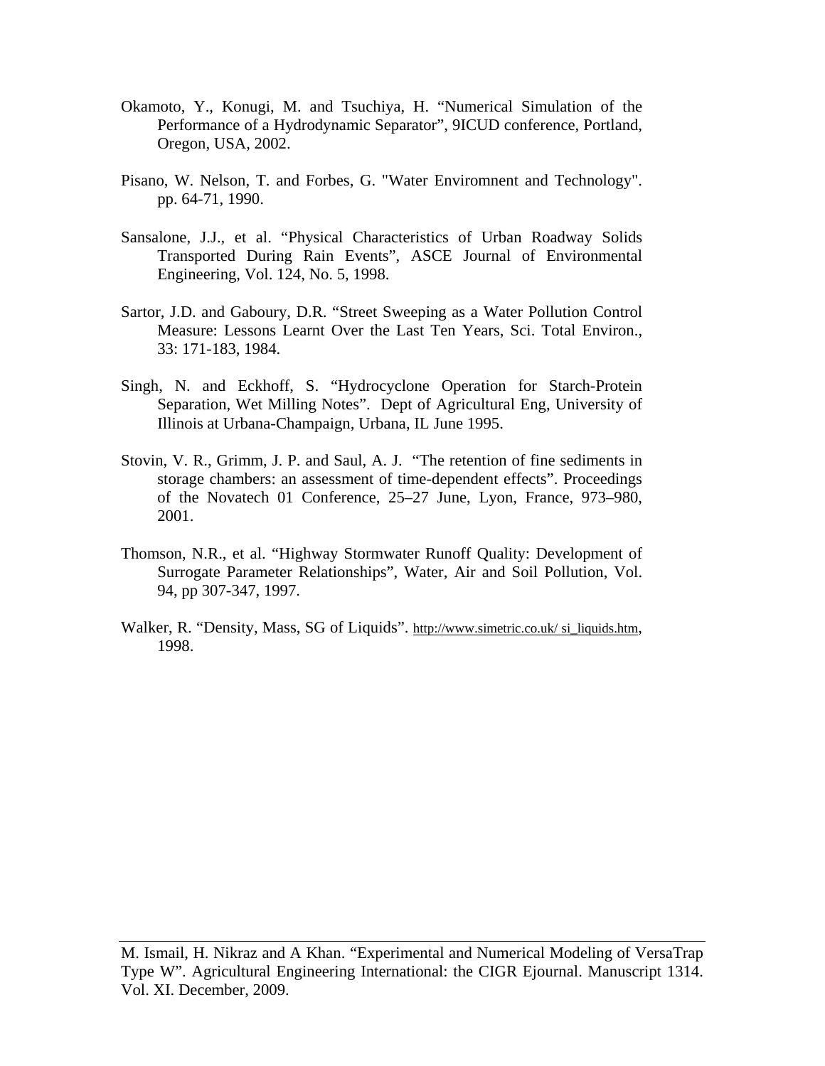Okamoto, Y., Konugi, M. and Tsuchiya, H. “Numerical Simulation of the Performance of a Hydrodynamic Separator”, 9ICUD conference, Portland, Oregon, USA, 2002.

Pisano, W. Nelson, T. and Forbes, G. "Water Enviromnent and Technology". pp. 64-71, 1990.

Sansalone, J.J., et al. “Physical Characteristics of Urban Roadway Solids Transported During Rain Events”, ASCE Journal of Environmental Engineering, Vol. 124, No. 5, 1998.

Sartor, J.D. and Gaboury, D.R. “Street Sweeping as a Water Pollution Control Measure: Lessons Learnt Over the Last Ten Years, Sci. Total Environ., 33: 171-183, 1984.

Singh, N. and Eckhoff, S. “Hydrocyclone Operation for Starch-Protein Separation, Wet Milling Notes”. Dept of Agricultural Eng, University of Illinois at Urbana-Champaign, Urbana, IL June 1995.

Stovin, V. R., Grimm, J. P. and Saul, A. J. “The retention of fine sediments in storage chambers: an assessment of time-dependent effects”. Proceedings of the Novatech 01 Conference, 25–27 June, Lyon, France, 973–980, 2001.

Thomson, N.R., et al. “Highway Stormwater Runoff Quality: Development of Surrogate Parameter Relationships”, Water, Air and Soil Pollution, Vol. 94, pp 307-347, 1997.

Walker, R. “Density, Mass, SG of Liquids”. http://www.simetric.co.uk/ si_liquids.htm, 1998.